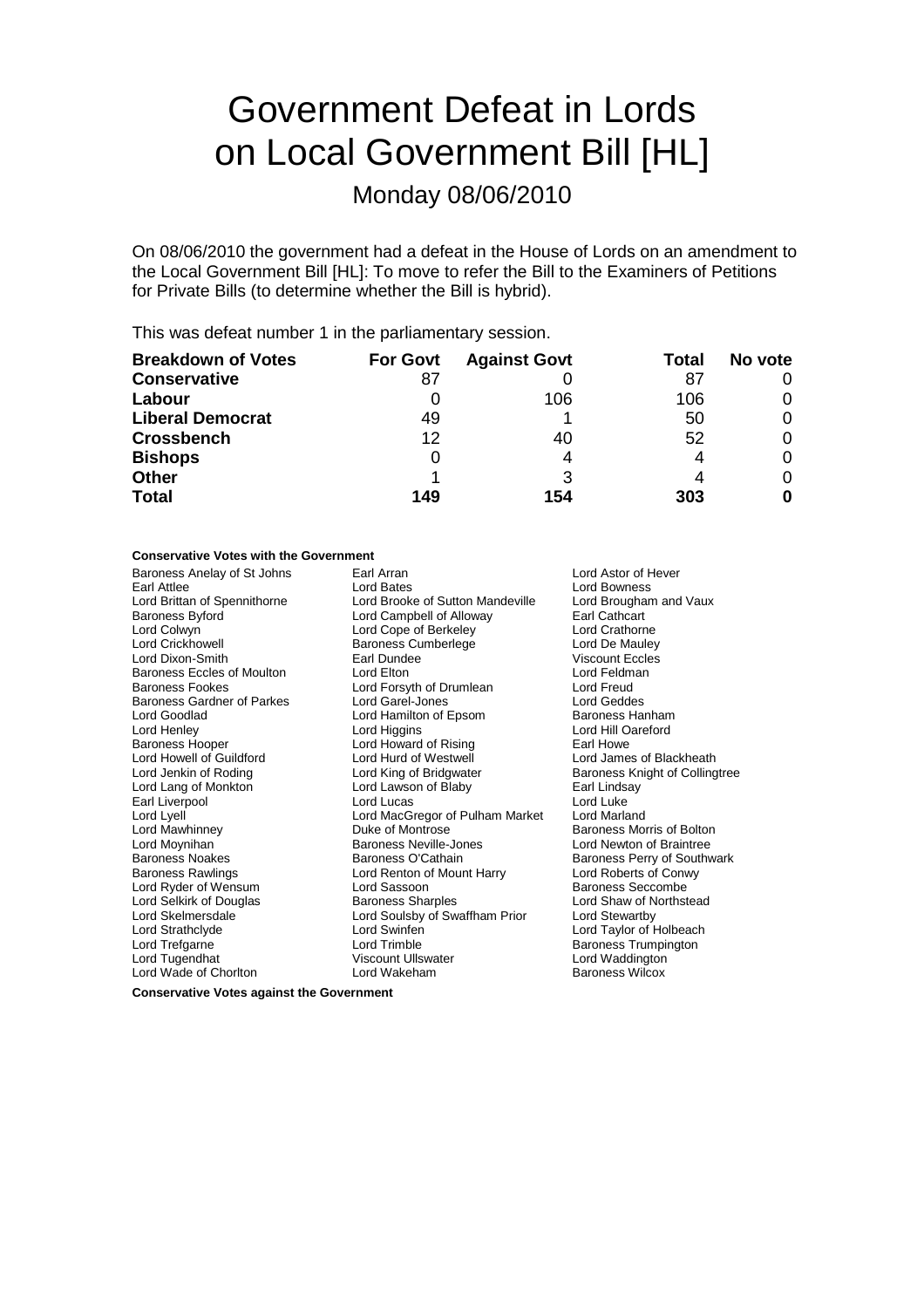# Government Defeat in Lords on Local Government Bill [HL]

## Monday 08/06/2010

On 08/06/2010 the government had a defeat in the House of Lords on an amendment to the Local Government Bill [HL]: To move to refer the Bill to the Examiners of Petitions for Private Bills (to determine whether the Bill is hybrid).

This was defeat number 1 in the parliamentary session.

| Breakdown of Votes | For Govt | Against Govt | Total | No vote |
|---|---|---|---|---|
| **Conservative** | 87 | 0 | 87 | 0 |
| **Labour** | 0 | 106 | 106 | 0 |
| **Liberal Democrat** | 49 | 1 | 50 | 0 |
| **Crossbench** | 12 | 40 | 52 | 0 |
| **Bishops** | 0 | 4 | 4 | 0 |
| **Other** | 1 | 3 | 4 | 0 |
| **Total** | **149** | **154** | **303** | **0** |

**Conservative Votes with the Government**

Baroness Anelay of St Johns
Earl Arran
Lord Astor of Hever
Earl Attlee
Lord Bates
Lord Bowness
Lord Brittan of Spennithorne
Lord Brooke of Sutton Mandeville
Lord Brougham and Vaux
Baroness Byford
Lord Campbell of Alloway
Earl Cathcart
Lord Colwyn
Lord Cope of Berkeley
Lord Crathorne
Lord Crickhowell
Baroness Cumberlege
Lord De Mauley
Lord Dixon-Smith
Earl Dundee
Viscount Eccles
Baroness Eccles of Moulton
Lord Elton
Lord Feldman
Baroness Fookes
Lord Forsyth of Drumlean
Lord Freud
Baroness Gardner of Parkes
Lord Garel-Jones
Lord Geddes
Lord Goodlad
Lord Hamilton of Epsom
Baroness Hanham
Lord Henley
Lord Higgins
Lord Hill Oareford
Baroness Hooper
Lord Howard of Rising
Earl Howe
Lord Howell of Guildford
Lord Hurd of Westwell
Lord James of Blackheath
Lord Jenkin of Roding
Lord King of Bridgwater
Baroness Knight of Collingtree
Lord Lang of Monkton
Lord Lawson of Blaby
Earl Lindsay
Earl Liverpool
Lord Lucas
Lord Luke
Lord Lyell
Lord MacGregor of Pulham Market
Lord Marland
Lord Mawhinney
Duke of Montrose
Baroness Morris of Bolton
Lord Moynihan
Baroness Neville-Jones
Lord Newton of Braintree
Baroness Noakes
Baroness O'Cathain
Baroness Perry of Southwark
Baroness Rawlings
Lord Renton of Mount Harry
Lord Roberts of Conwy
Lord Ryder of Wensum
Lord Sassoon
Baroness Seccombe
Lord Selkirk of Douglas
Baroness Sharples
Lord Shaw of Northstead
Lord Skelmersdale
Lord Soulsby of Swaffham Prior
Lord Stewartby
Lord Strathclyde
Lord Swinfen
Lord Taylor of Holbeach
Lord Trefgarne
Lord Trimble
Baroness Trumpington
Lord Tugendhat
Viscount Ullswater
Lord Waddington
Lord Wade of Chorlton
Lord Wakeham
Baroness Wilcox

**Conservative Votes against the Government**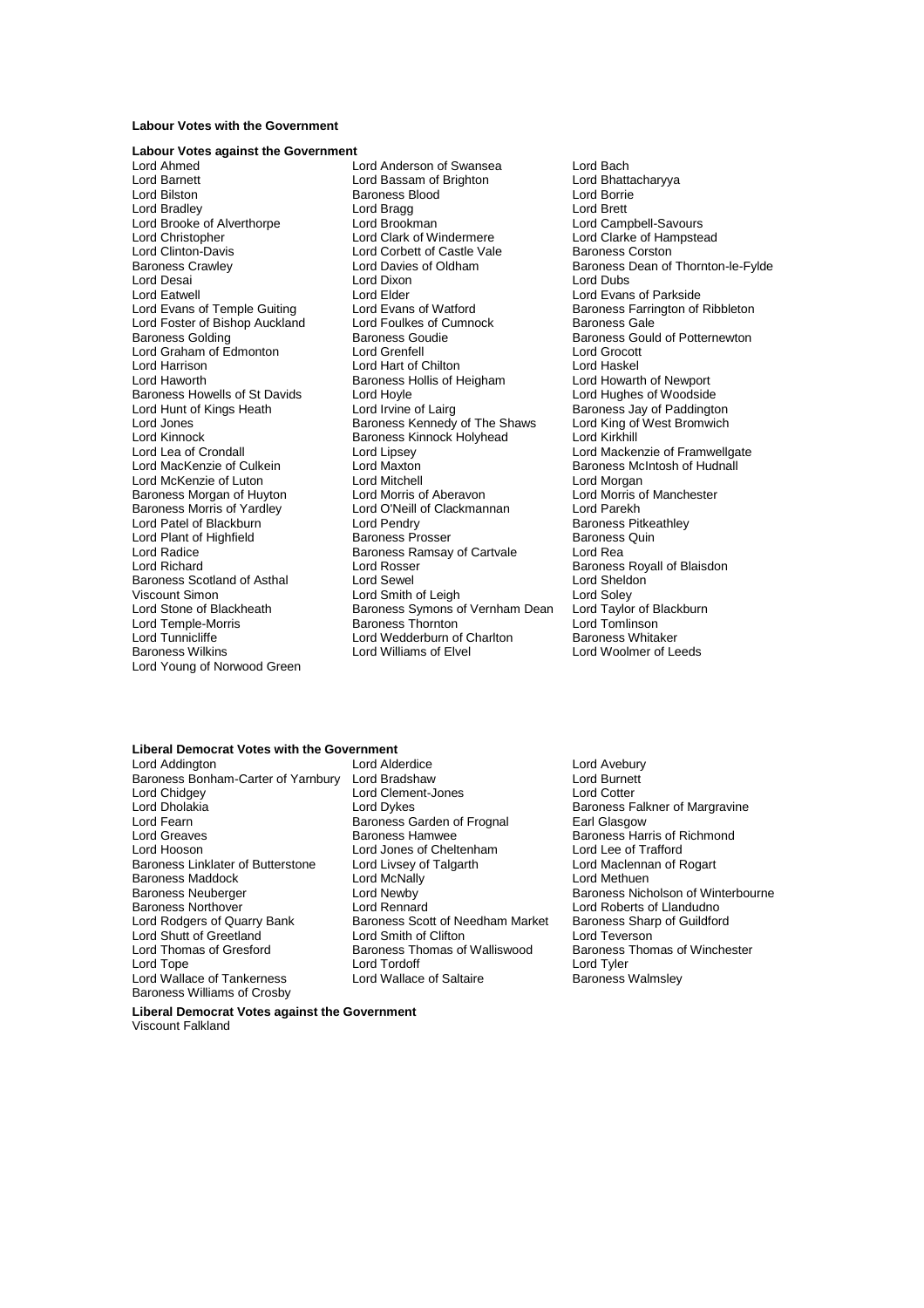**Labour Votes with the Government**

**Labour Votes against the Government**

Lord Ahmed
Lord Anderson of Swansea
Lord Bach
Lord Barnett
Lord Bassam of Brighton
Lord Bhattacharyya
Lord Bilston
Baroness Blood
Lord Borrie
Lord Bradley
Lord Bragg
Lord Brett
Lord Brooke of Alverthorpe
Lord Brookman
Lord Campbell-Savours
Lord Christopher
Lord Clark of Windermere
Lord Clarke of Hampstead
Lord Clinton-Davis
Lord Corbett of Castle Vale
Baroness Corston
Baroness Crawley
Lord Davies of Oldham
Baroness Dean of Thornton-le-Fylde
Lord Desai
Lord Dixon
Lord Dubs
Lord Eatwell
Lord Elder
Lord Evans of Parkside
Lord Evans of Temple Guiting
Lord Evans of Watford
Baroness Farrington of Ribbleton
Lord Foster of Bishop Auckland
Lord Foulkes of Cumnock
Baroness Gale
Baroness Golding
Baroness Goudie
Baroness Gould of Potternewton
Lord Graham of Edmonton
Lord Grenfell
Lord Grocott
Lord Harrison
Lord Hart of Chilton
Lord Haskel
Lord Haworth
Baroness Hollis of Heigham
Lord Howarth of Newport
Baroness Howells of St Davids
Lord Hoyle
Lord Hughes of Woodside
Lord Hunt of Kings Heath
Lord Irvine of Lairg
Baroness Jay of Paddington
Lord Jones
Baroness Kennedy of The Shaws
Lord King of West Bromwich
Lord Kinnock
Baroness Kinnock Holyhead
Lord Kirkhill
Lord Lea of Crondall
Lord Lipsey
Lord Mackenzie of Framwellgate
Lord MacKenzie of Culkein
Lord Maxton
Baroness McIntosh of Hudnall
Lord McKenzie of Luton
Lord Mitchell
Lord Morgan
Baroness Morgan of Huyton
Lord Morris of Aberavon
Lord Morris of Manchester
Baroness Morris of Yardley
Lord O'Neill of Clackmannan
Lord Parekh
Lord Patel of Blackburn
Lord Pendry
Baroness Pitkeathley
Lord Plant of Highfield
Baroness Prosser
Baroness Quin
Lord Radice
Baroness Ramsay of Cartvale
Lord Rea
Lord Richard
Lord Rosser
Baroness Royall of Blaisdon
Baroness Scotland of Asthal
Lord Sewel
Lord Sheldon
Viscount Simon
Lord Smith of Leigh
Lord Soley
Lord Stone of Blackheath
Baroness Symons of Vernham Dean
Lord Taylor of Blackburn
Lord Temple-Morris
Baroness Thornton
Lord Tomlinson
Lord Tunnicliffe
Lord Wedderburn of Charlton
Baroness Whitaker
Baroness Wilkins
Lord Williams of Elvel
Lord Woolmer of Leeds
Lord Young of Norwood Green

**Liberal Democrat Votes with the Government**

Lord Addington
Lord Alderdice
Lord Avebury
Baroness Bonham-Carter of Yarnbury
Lord Bradshaw
Lord Burnett
Lord Chidgey
Lord Clement-Jones
Lord Cotter
Lord Dholakia
Lord Dykes
Baroness Falkner of Margravine
Lord Fearn
Baroness Garden of Frognal
Earl Glasgow
Lord Greaves
Baroness Hamwee
Baroness Harris of Richmond
Lord Hooson
Lord Jones of Cheltenham
Lord Lee of Trafford
Baroness Linklater of Butterstone
Lord Livsey of Talgarth
Lord Maclennan of Rogart
Baroness Maddock
Lord McNally
Lord Methuen
Baroness Neuberger
Lord Newby
Baroness Nicholson of Winterbourne
Baroness Northover
Lord Rennard
Lord Roberts of Llandudno
Lord Rodgers of Quarry Bank
Baroness Scott of Needham Market
Baroness Sharp of Guildford
Lord Shutt of Greetland
Lord Smith of Clifton
Lord Teverson
Lord Thomas of Gresford
Baroness Thomas of Walliswood
Baroness Thomas of Winchester
Lord Tope
Lord Tordoff
Lord Tyler
Lord Wallace of Tankerness
Lord Wallace of Saltaire
Baroness Walmsley
Baroness Williams of Crosby

**Liberal Democrat Votes against the Government**

Viscount Falkland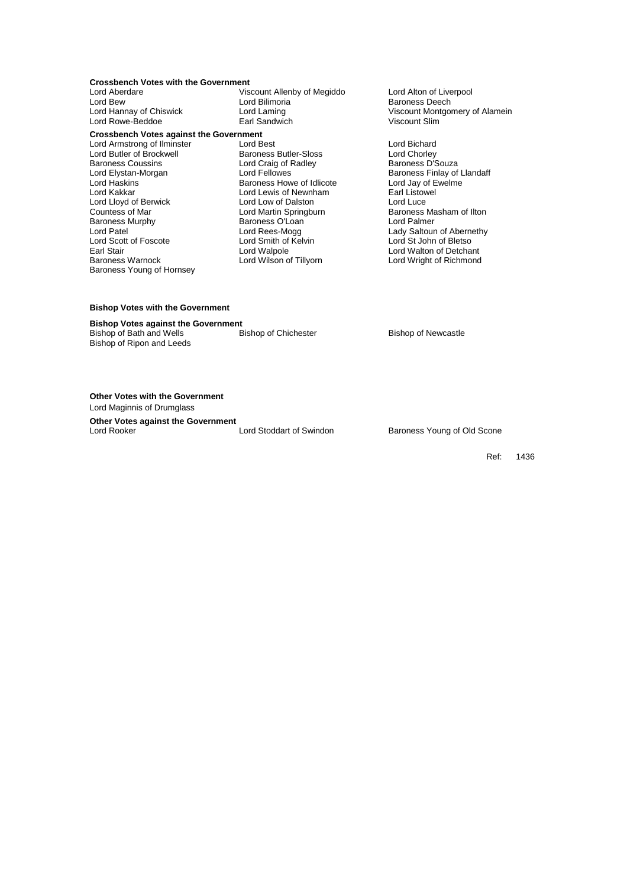**Crossbench Votes with the Government**

Lord Aberdare
Viscount Allenby of Megiddo
Lord Alton of Liverpool
Lord Bew
Lord Bilimoria
Baroness Deech
Lord Hannay of Chiswick
Lord Laming
Viscount Montgomery of Alamein
Lord Rowe-Beddoe
Earl Sandwich
Viscount Slim

**Crossbench Votes against the Government**

Lord Armstrong of Ilminster
Lord Best
Lord Bichard
Lord Butler of Brockwell
Baroness Butler-Sloss
Lord Chorley
Baroness Coussins
Lord Craig of Radley
Baroness D'Souza
Lord Elystan-Morgan
Lord Fellowes
Baroness Finlay of Llandaff
Lord Haskins
Baroness Howe of Idlicote
Lord Jay of Ewelme
Lord Kakkar
Lord Lewis of Newnham
Earl Listowel
Lord Lloyd of Berwick
Lord Low of Dalston
Lord Luce
Countess of Mar
Lord Martin Springburn
Baroness Masham of Ilton
Baroness Murphy
Baroness O'Loan
Lord Palmer
Lord Patel
Lord Rees-Mogg
Lady Saltoun of Abernethy
Lord Scott of Foscote
Lord Smith of Kelvin
Lord St John of Bletso
Earl Stair
Lord Walpole
Lord Walton of Detchant
Baroness Warnock
Lord Wilson of Tillyorn
Lord Wright of Richmond
Baroness Young of Hornsey

**Bishop Votes with the Government**

**Bishop Votes against the Government**

Bishop of Bath and Wells
Bishop of Chichester
Bishop of Newcastle
Bishop of Ripon and Leeds

**Other Votes with the Government**

Lord Maginnis of Drumglass

**Other Votes against the Government**

Lord Rooker
Lord Stoddart of Swindon
Baroness Young of Old Scone

Ref: 1436